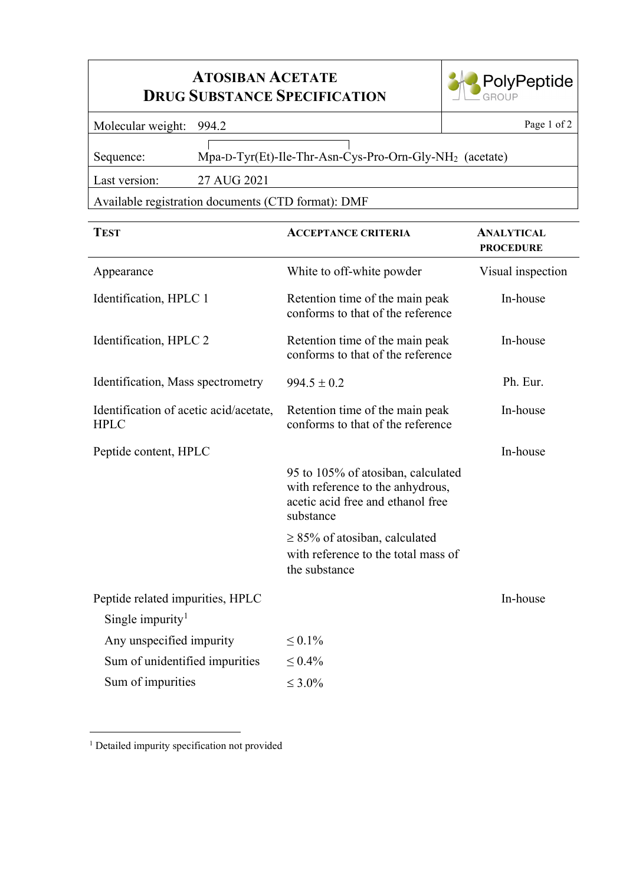# Atosiban Acetate Drug Substance Specification

PolyPeptide GROUP

| | |
|---|---|
| Molecular weight: | 994.2 |
| Sequence: | Mpa-D-Tyr(Et)-Ile-Thr-Asn-Cys-Pro-Orn-Gly-$NH_2$ (acetate) |
| Last version: | 27 AUG 2021 |
| Available registration documents (CTD format): DMF | |

| Test | Acceptance criteria | Analytical procedure |
|---|---|---|
| Appearance | White to off-white powder | Visual inspection |
| Identification, HPLC 1 | Retention time of the main peak conforms to that of the reference | In-house |
| Identification, HPLC 2 | Retention time of the main peak conforms to that of the reference | In-house |
| Identification, Mass spectrometry | 994.5 ± 0.2 | Ph. Eur. |
| Identification of acetic acid/acetate, HPLC | Retention time of the main peak conforms to that of the reference | In-house |
| Peptide content, HPLC | | In-house |
| | 95 to 105% of atosiban, calculated with reference to the anhydrous, acetic acid free and ethanol free substance | |
| | ≥ 85% of atosiban, calculated with reference to the total mass of the substance | |
| Peptide related impurities, HPLC | | In-house |
| Single impurity[1] | | |
| Any unspecified impurity | ≤ 0.1% | |
| Sum of unidentified impurities | ≤ 0.4% | |
| Sum of impurities | ≤ 3.0% | |

[1] Detailed impurity specification not provided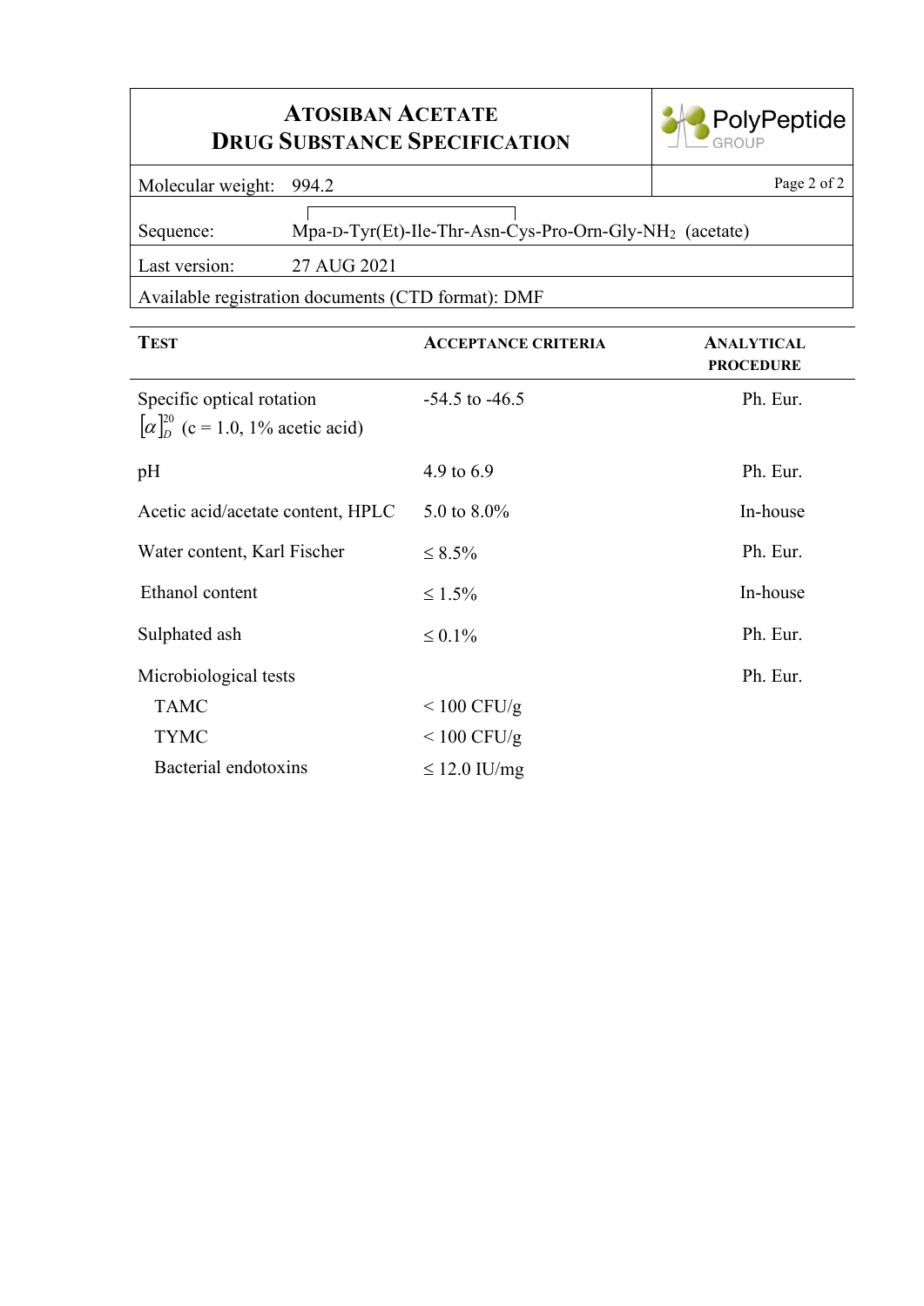# ATOSIBAN ACETATE
# DRUG SUBSTANCE SPECIFICATION

PolyPeptide GROUP

| | |
|---|---|
| Molecular weight: | 994.2 |
| Sequence: | Mpa-D-Tyr(Et)-Ile-Thr-Asn-Cys-Pro-Orn-Gly-$NH_2$ (acetate) |
| Last version: | 27 AUG 2021 |
| Available registration documents (CTD format): DMF | |

| TEST | ACCEPTANCE CRITERIA | ANALYTICAL PROCEDURE |
|---|---|---|
| Specific optical rotation $[\alpha]_D^{20}$ (c = 1.0, 1% acetic acid) | -54.5 to -46.5 | Ph. Eur. |
| pH | 4.9 to 6.9 | Ph. Eur. |
| Acetic acid/acetate content, HPLC | 5.0 to 8.0% | In-house |
| Water content, Karl Fischer | ≤ 8.5% | Ph. Eur. |
| Ethanol content | ≤ 1.5% | In-house |
| Sulphated ash | ≤ 0.1% | Ph. Eur. |
| Microbiological tests | | Ph. Eur. |
| TAMC | < 100 CFU/g | |
| TYMC | < 100 CFU/g | |
| Bacterial endotoxins | ≤ 12.0 IU/mg | |